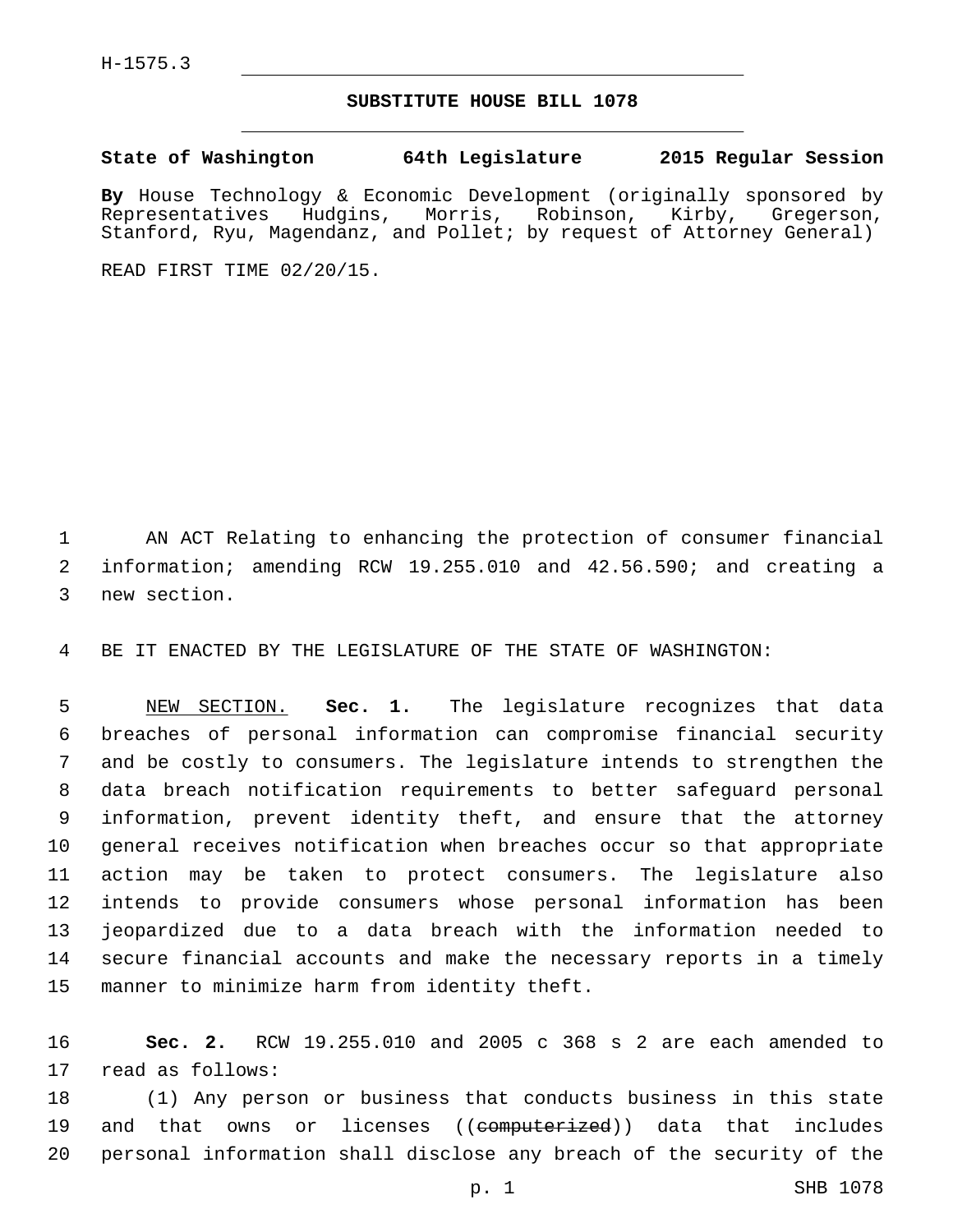H-1575.3

# SUBSTITUTE HOUSE BILL 1078

**State of Washington 64th Legislature 2015 Regular Session**

**By** House Technology & Economic Development (originally sponsored by Representatives Hudgins, Morris, Robinson, Kirby, Gregerson, Stanford, Ryu, Magendanz, and Pollet; by request of Attorney General)

READ FIRST TIME 02/20/15.

AN ACT Relating to enhancing the protection of consumer financial information; amending RCW 19.255.010 and 42.56.590; and creating a new section.

BE IT ENACTED BY THE LEGISLATURE OF THE STATE OF WASHINGTON:

NEW SECTION. **Sec. 1.** The legislature recognizes that data breaches of personal information can compromise financial security and be costly to consumers. The legislature intends to strengthen the data breach notification requirements to better safeguard personal information, prevent identity theft, and ensure that the attorney general receives notification when breaches occur so that appropriate action may be taken to protect consumers. The legislature also intends to provide consumers whose personal information has been jeopardized due to a data breach with the information needed to secure financial accounts and make the necessary reports in a timely manner to minimize harm from identity theft.

**Sec. 2.** RCW 19.255.010 and 2005 c 368 s 2 are each amended to read as follows:

(1) Any person or business that conducts business in this state and that owns or licenses ((~~computerized~~)) data that includes personal information shall disclose any breach of the security of the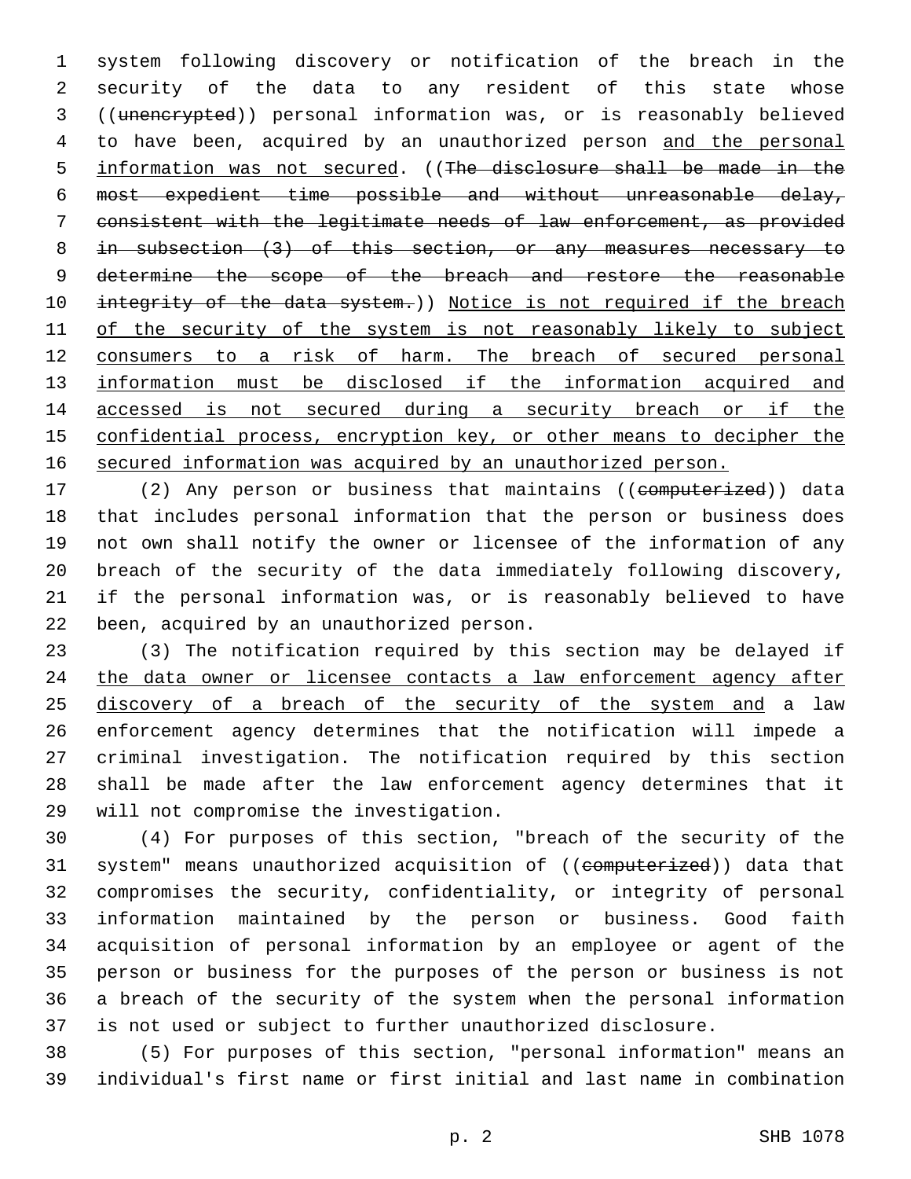system following discovery or notification of the breach in the security of the data to any resident of this state whose ((~~unencrypted~~)) personal information was, or is reasonably believed to have been, acquired by an unauthorized person <u>and the personal information was not secured</u>. ((~~The disclosure shall be made in the most expedient time possible and without unreasonable delay, consistent with the legitimate needs of law enforcement, as provided in subsection (3) of this section, or any measures necessary to determine the scope of the breach and restore the reasonable integrity of the data system.~~)) <u>Notice is not required if the breach of the security of the system is not reasonably likely to subject consumers to a risk of harm. The breach of secured personal information must be disclosed if the information acquired and accessed is not secured during a security breach or if the confidential process, encryption key, or other means to decipher the secured information was acquired by an unauthorized person.</u>

(2) Any person or business that maintains ((~~computerized~~)) data that includes personal information that the person or business does not own shall notify the owner or licensee of the information of any breach of the security of the data immediately following discovery, if the personal information was, or is reasonably believed to have been, acquired by an unauthorized person.

(3) The notification required by this section may be delayed if <u>the data owner or licensee contacts a law enforcement agency after discovery of a breach of the security of the system and</u> a law enforcement agency determines that the notification will impede a criminal investigation. The notification required by this section shall be made after the law enforcement agency determines that it will not compromise the investigation.

(4) For purposes of this section, "breach of the security of the system" means unauthorized acquisition of ((~~computerized~~)) data that compromises the security, confidentiality, or integrity of personal information maintained by the person or business. Good faith acquisition of personal information by an employee or agent of the person or business for the purposes of the person or business is not a breach of the security of the system when the personal information is not used or subject to further unauthorized disclosure.

(5) For purposes of this section, "personal information" means an individual's first name or first initial and last name in combination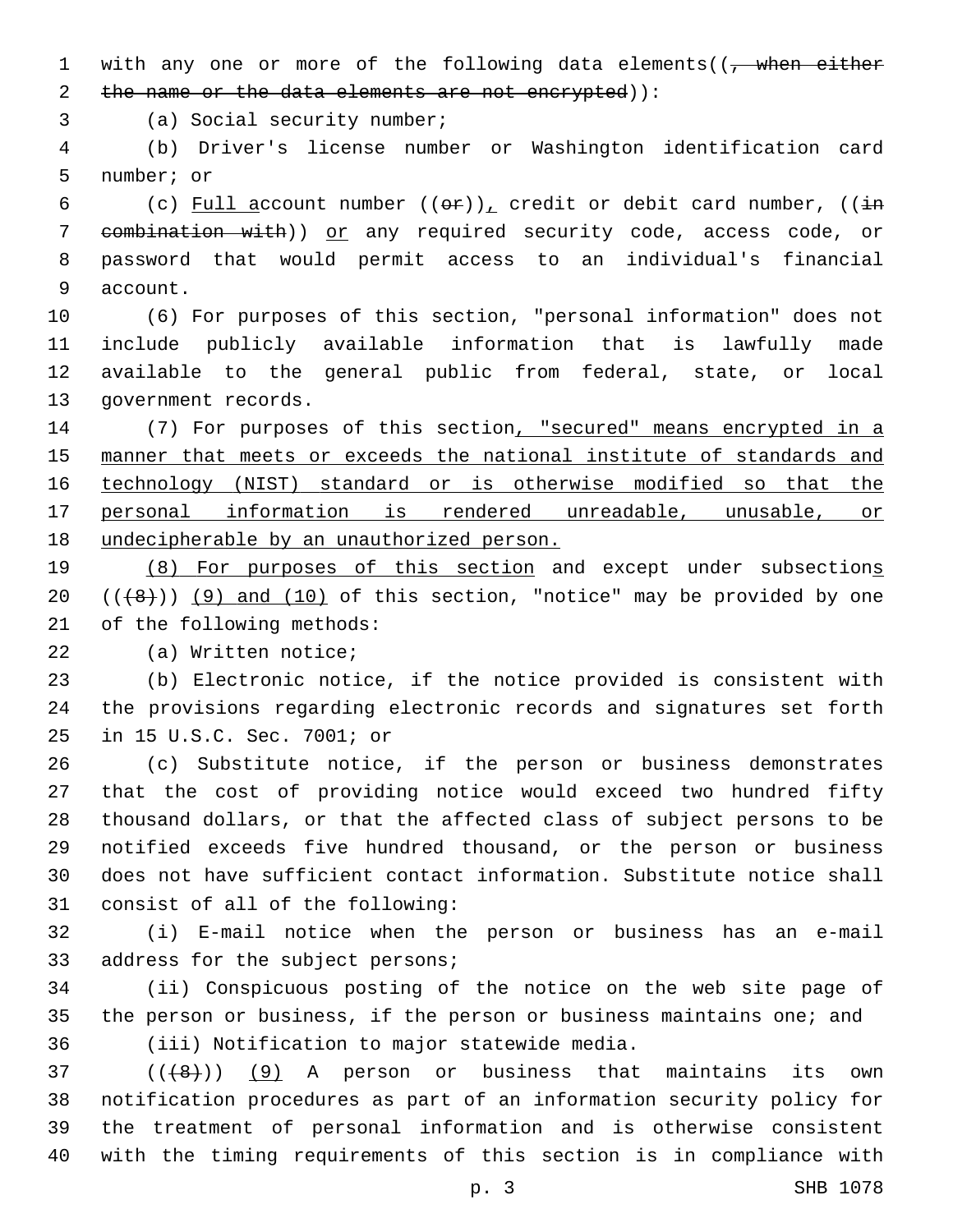with any one or more of the following data elements((, when either the name or the data elements are not encrypted)):

(a) Social security number;

(b) Driver's license number or Washington identification card number; or

(c) Full account number ((or)), credit or debit card number, ((in combination with)) or any required security code, access code, or password that would permit access to an individual's financial account.

(6) For purposes of this section, "personal information" does not include publicly available information that is lawfully made available to the general public from federal, state, or local government records.

(7) For purposes of this section, "secured" means encrypted in a manner that meets or exceeds the national institute of standards and technology (NIST) standard or is otherwise modified so that the personal information is rendered unreadable, unusable, or undecipherable by an unauthorized person.

(8) For purposes of this section and except under subsections (((8))) (9) and (10) of this section, "notice" may be provided by one of the following methods:

(a) Written notice;

(b) Electronic notice, if the notice provided is consistent with the provisions regarding electronic records and signatures set forth in 15 U.S.C. Sec. 7001; or

(c) Substitute notice, if the person or business demonstrates that the cost of providing notice would exceed two hundred fifty thousand dollars, or that the affected class of subject persons to be notified exceeds five hundred thousand, or the person or business does not have sufficient contact information. Substitute notice shall consist of all of the following:

(i) E-mail notice when the person or business has an e-mail address for the subject persons;

(ii) Conspicuous posting of the notice on the web site page of the person or business, if the person or business maintains one; and

(iii) Notification to major statewide media.

(((8))) (9) A person or business that maintains its own notification procedures as part of an information security policy for the treatment of personal information and is otherwise consistent with the timing requirements of this section is in compliance with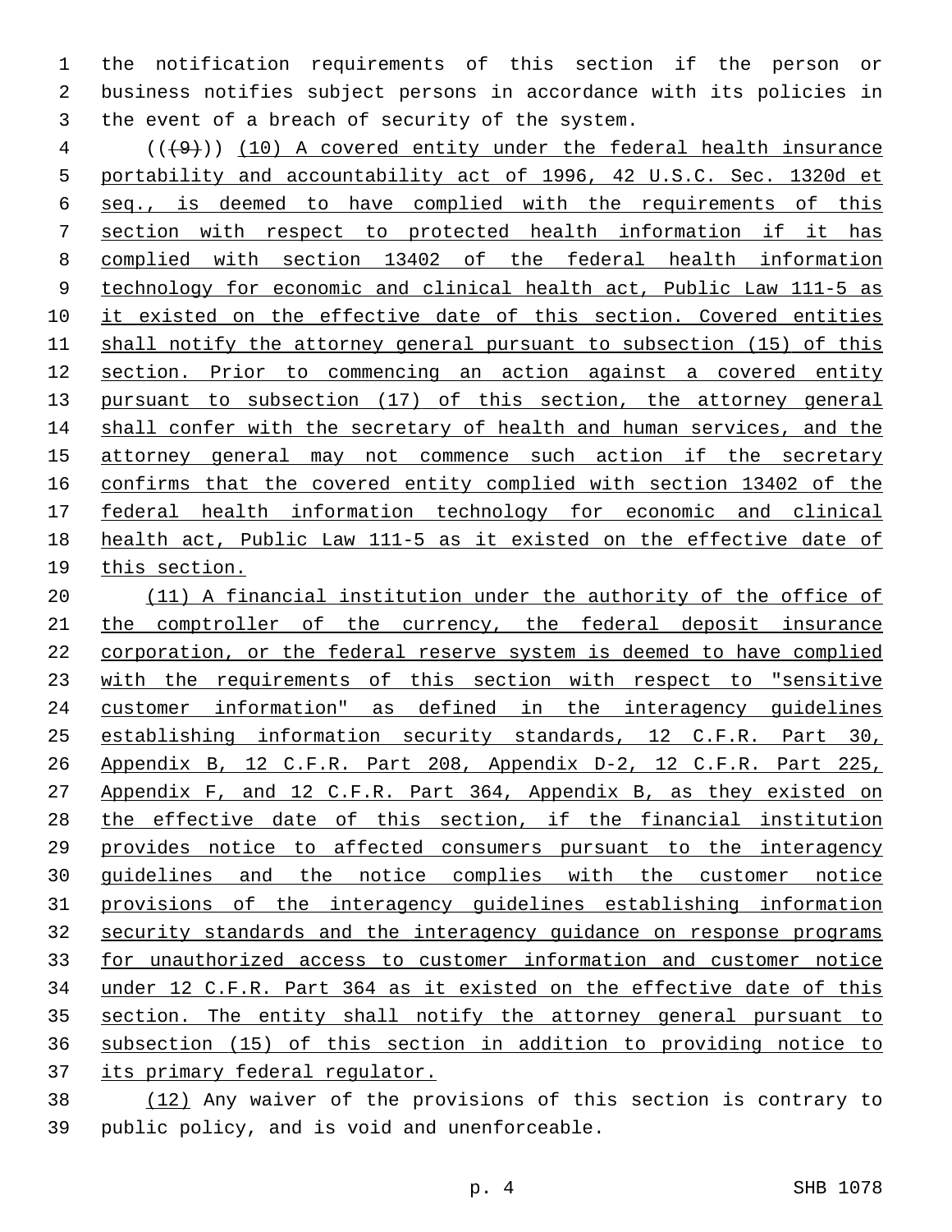the notification requirements of this section if the person or business notifies subject persons in accordance with its policies in the event of a breach of security of the system.

((~~(9)~~)) <u>(10) A covered entity under the federal health insurance portability and accountability act of 1996, 42 U.S.C. Sec. 1320d et seq., is deemed to have complied with the requirements of this section with respect to protected health information if it has complied with section 13402 of the federal health information technology for economic and clinical health act, Public Law 111-5 as it existed on the effective date of this section. Covered entities shall notify the attorney general pursuant to subsection (15) of this section. Prior to commencing an action against a covered entity pursuant to subsection (17) of this section, the attorney general shall confer with the secretary of health and human services, and the attorney general may not commence such action if the secretary confirms that the covered entity complied with section 13402 of the federal health information technology for economic and clinical health act, Public Law 111-5 as it existed on the effective date of this section.</u>

<u>(11) A financial institution under the authority of the office of the comptroller of the currency, the federal deposit insurance corporation, or the federal reserve system is deemed to have complied with the requirements of this section with respect to "sensitive customer information" as defined in the interagency guidelines establishing information security standards, 12 C.F.R. Part 30, Appendix B, 12 C.F.R. Part 208, Appendix D-2, 12 C.F.R. Part 225, Appendix F, and 12 C.F.R. Part 364, Appendix B, as they existed on the effective date of this section, if the financial institution provides notice to affected consumers pursuant to the interagency guidelines and the notice complies with the customer notice provisions of the interagency guidelines establishing information security standards and the interagency guidance on response programs for unauthorized access to customer information and customer notice under 12 C.F.R. Part 364 as it existed on the effective date of this section. The entity shall notify the attorney general pursuant to subsection (15) of this section in addition to providing notice to its primary federal regulator.</u>

<u>(12)</u> Any waiver of the provisions of this section is contrary to public policy, and is void and unenforceable.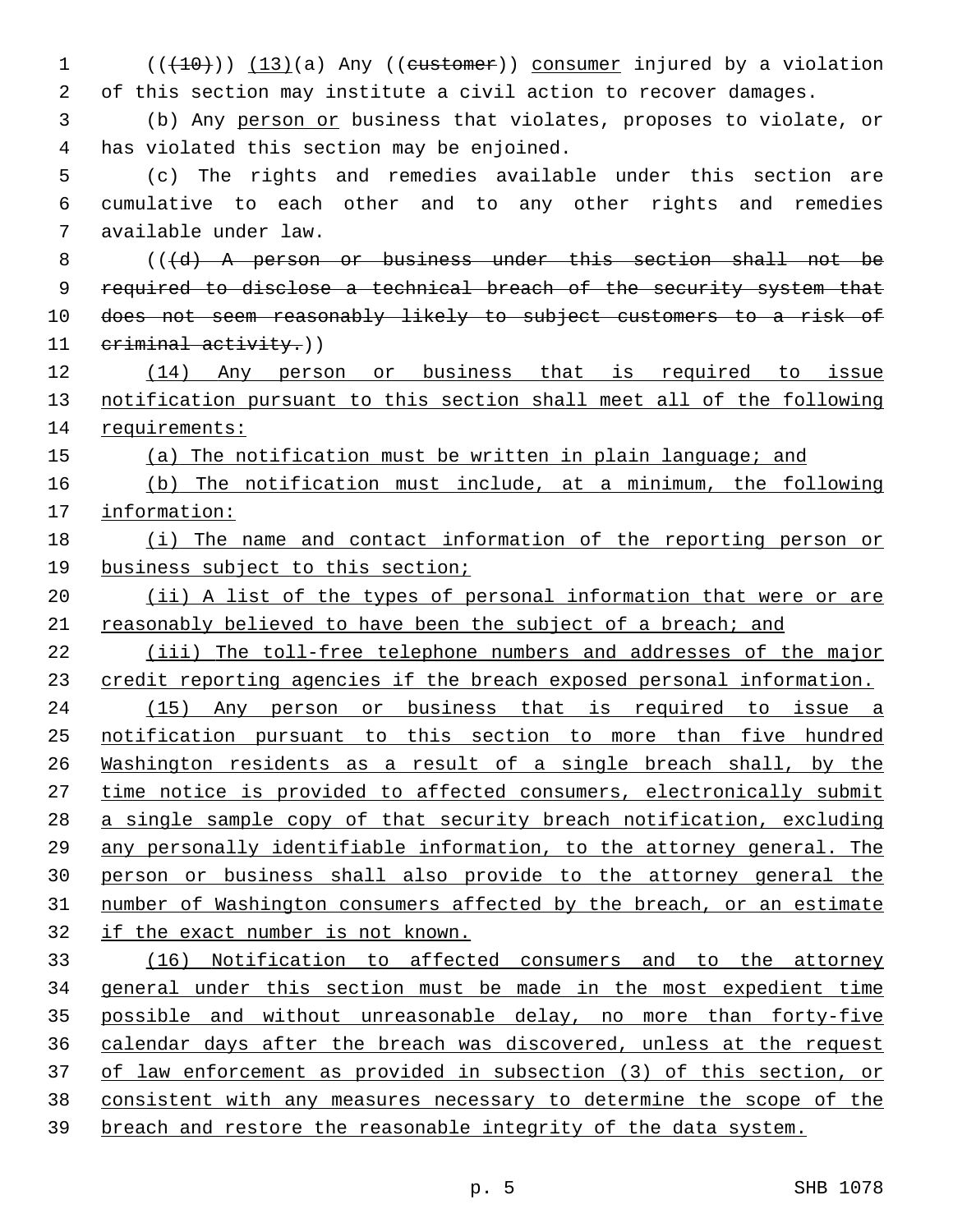(((10))) (13)(a) Any ((customer)) consumer injured by a violation of this section may institute a civil action to recover damages.

(b) Any person or business that violates, proposes to violate, or has violated this section may be enjoined.

(c) The rights and remedies available under this section are cumulative to each other and to any other rights and remedies available under law.

(((d) A person or business under this section shall not be required to disclose a technical breach of the security system that does not seem reasonably likely to subject customers to a risk of criminal activity.))

(14) Any person or business that is required to issue notification pursuant to this section shall meet all of the following requirements:

(a) The notification must be written in plain language; and

(b) The notification must include, at a minimum, the following information:

(i) The name and contact information of the reporting person or business subject to this section;

(ii) A list of the types of personal information that were or are reasonably believed to have been the subject of a breach; and

(iii) The toll-free telephone numbers and addresses of the major credit reporting agencies if the breach exposed personal information.

(15) Any person or business that is required to issue a notification pursuant to this section to more than five hundred Washington residents as a result of a single breach shall, by the time notice is provided to affected consumers, electronically submit a single sample copy of that security breach notification, excluding any personally identifiable information, to the attorney general. The person or business shall also provide to the attorney general the number of Washington consumers affected by the breach, or an estimate if the exact number is not known.

(16) Notification to affected consumers and to the attorney general under this section must be made in the most expedient time possible and without unreasonable delay, no more than forty-five calendar days after the breach was discovered, unless at the request of law enforcement as provided in subsection (3) of this section, or consistent with any measures necessary to determine the scope of the breach and restore the reasonable integrity of the data system.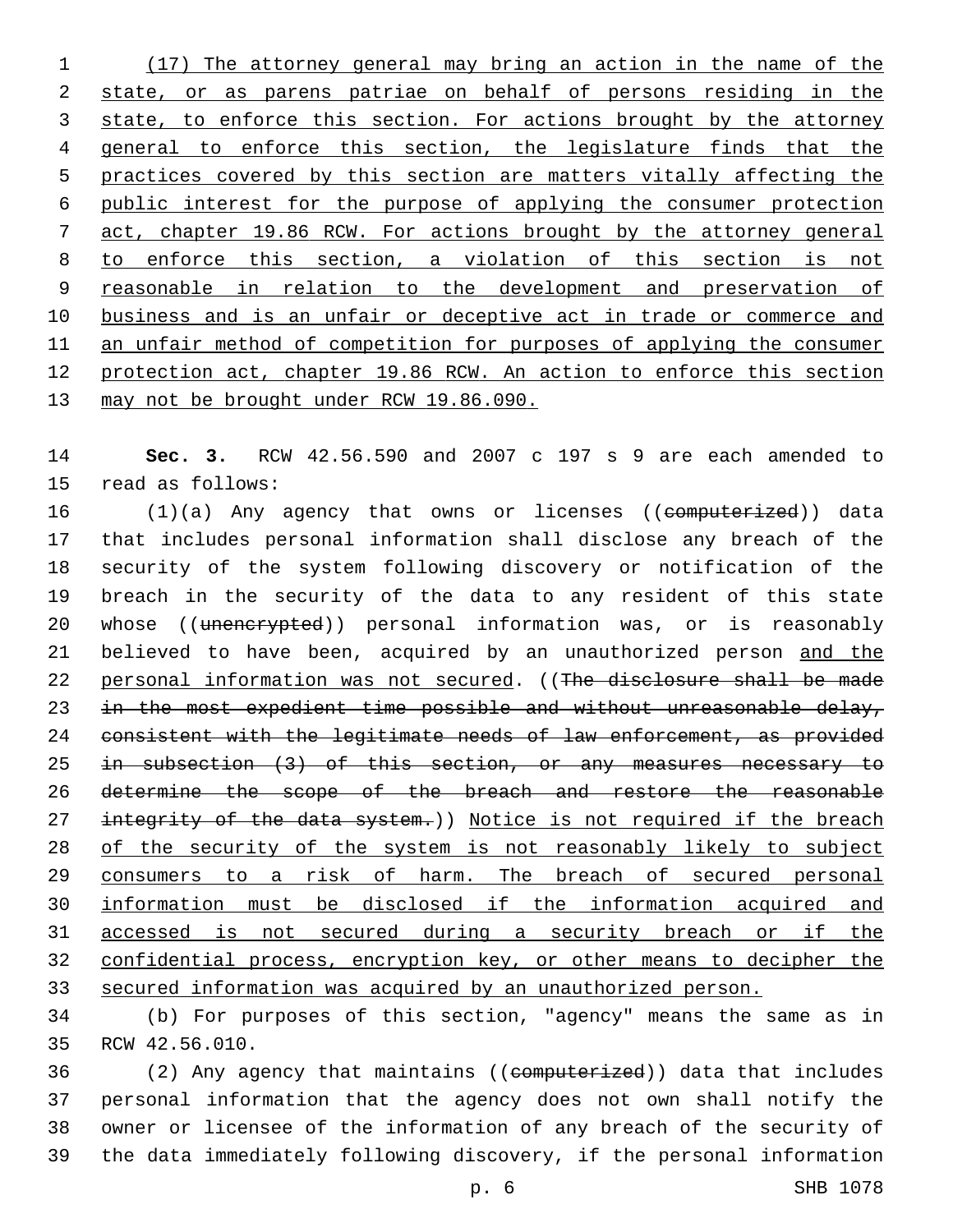(17) The attorney general may bring an action in the name of the state, or as parens patriae on behalf of persons residing in the state, to enforce this section. For actions brought by the attorney general to enforce this section, the legislature finds that the practices covered by this section are matters vitally affecting the public interest for the purpose of applying the consumer protection act, chapter 19.86 RCW. For actions brought by the attorney general to enforce this section, a violation of this section is not reasonable in relation to the development and preservation of business and is an unfair or deceptive act in trade or commerce and an unfair method of competition for purposes of applying the consumer protection act, chapter 19.86 RCW. An action to enforce this section may not be brought under RCW 19.86.090.

**Sec. 3.** RCW 42.56.590 and 2007 c 197 s 9 are each amended to read as follows:

(1)(a) Any agency that owns or licenses ((~~computerized~~)) data that includes personal information shall disclose any breach of the security of the system following discovery or notification of the breach in the security of the data to any resident of this state whose ((~~unencrypted~~)) personal information was, or is reasonably believed to have been, acquired by an unauthorized person and the personal information was not secured. ((~~The disclosure shall be made in the most expedient time possible and without unreasonable delay, consistent with the legitimate needs of law enforcement, as provided in subsection (3) of this section, or any measures necessary to determine the scope of the breach and restore the reasonable integrity of the data system.~~)) Notice is not required if the breach of the security of the system is not reasonably likely to subject consumers to a risk of harm. The breach of secured personal information must be disclosed if the information acquired and accessed is not secured during a security breach or if the confidential process, encryption key, or other means to decipher the secured information was acquired by an unauthorized person.

(b) For purposes of this section, "agency" means the same as in RCW 42.56.010.

(2) Any agency that maintains ((~~computerized~~)) data that includes personal information that the agency does not own shall notify the owner or licensee of the information of any breach of the security of the data immediately following discovery, if the personal information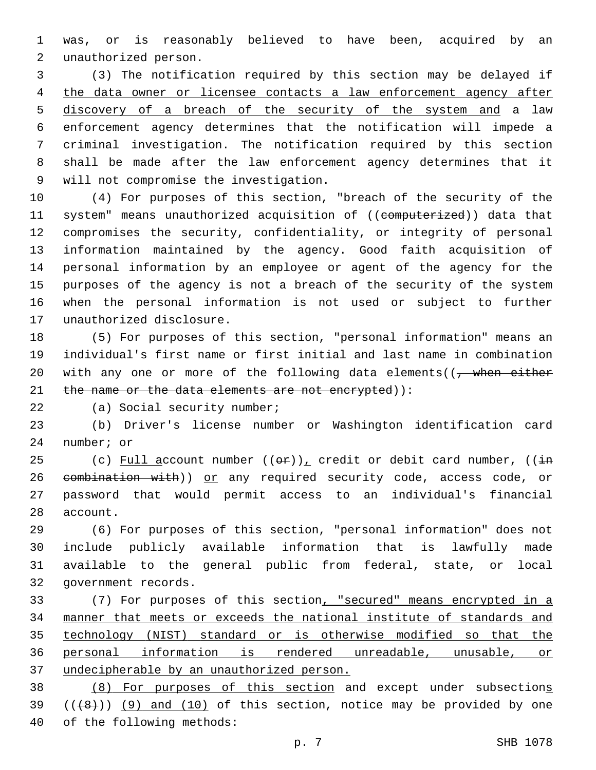was, or is reasonably believed to have been, acquired by an unauthorized person.

(3) The notification required by this section may be delayed if the data owner or licensee contacts a law enforcement agency after discovery of a breach of the security of the system and a law enforcement agency determines that the notification will impede a criminal investigation. The notification required by this section shall be made after the law enforcement agency determines that it will not compromise the investigation.

(4) For purposes of this section, "breach of the security of the system" means unauthorized acquisition of ((~~computerized~~)) data that compromises the security, confidentiality, or integrity of personal information maintained by the agency. Good faith acquisition of personal information by an employee or agent of the agency for the purposes of the agency is not a breach of the security of the system when the personal information is not used or subject to further unauthorized disclosure.

(5) For purposes of this section, "personal information" means an individual's first name or first initial and last name in combination with any one or more of the following data elements((~~, when either the name or the data elements are not encrypted~~)):

(a) Social security number;

(b) Driver's license number or Washington identification card number; or

(c) Full account number ((~~or~~)), credit or debit card number, ((~~in combination with~~)) or any required security code, access code, or password that would permit access to an individual's financial account.

(6) For purposes of this section, "personal information" does not include publicly available information that is lawfully made available to the general public from federal, state, or local government records.

(7) For purposes of this section, "secured" means encrypted in a manner that meets or exceeds the national institute of standards and technology (NIST) standard or is otherwise modified so that the personal information is rendered unreadable, unusable, or undecipherable by an unauthorized person.

(8) For purposes of this section and except under subsections ((~~(8)~~)) (9) and (10) of this section, notice may be provided by one of the following methods: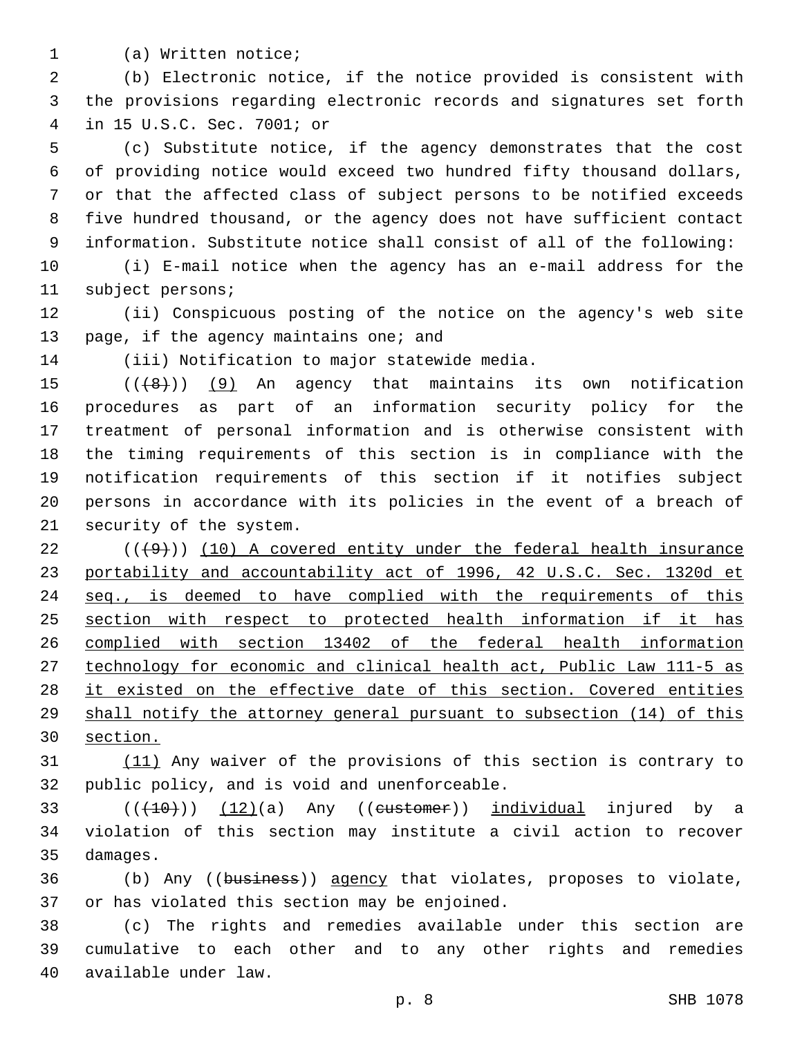(a) Written notice;

(b) Electronic notice, if the notice provided is consistent with the provisions regarding electronic records and signatures set forth in 15 U.S.C. Sec. 7001; or

(c) Substitute notice, if the agency demonstrates that the cost of providing notice would exceed two hundred fifty thousand dollars, or that the affected class of subject persons to be notified exceeds five hundred thousand, or the agency does not have sufficient contact information. Substitute notice shall consist of all of the following:

(i) E-mail notice when the agency has an e-mail address for the subject persons;

(ii) Conspicuous posting of the notice on the agency's web site page, if the agency maintains one; and

(iii) Notification to major statewide media.

((~~(8)~~)) (9) An agency that maintains its own notification procedures as part of an information security policy for the treatment of personal information and is otherwise consistent with the timing requirements of this section is in compliance with the notification requirements of this section if it notifies subject persons in accordance with its policies in the event of a breach of security of the system.

((~~(9)~~)) (10) A covered entity under the federal health insurance portability and accountability act of 1996, 42 U.S.C. Sec. 1320d et seq., is deemed to have complied with the requirements of this section with respect to protected health information if it has complied with section 13402 of the federal health information technology for economic and clinical health act, Public Law 111-5 as it existed on the effective date of this section. Covered entities shall notify the attorney general pursuant to subsection (14) of this section.

(11) Any waiver of the provisions of this section is contrary to public policy, and is void and unenforceable.

((~~(10)~~)) (12)(a) Any ((~~customer~~)) individual injured by a violation of this section may institute a civil action to recover damages.

(b) Any ((~~business~~)) agency that violates, proposes to violate, or has violated this section may be enjoined.

(c) The rights and remedies available under this section are cumulative to each other and to any other rights and remedies available under law.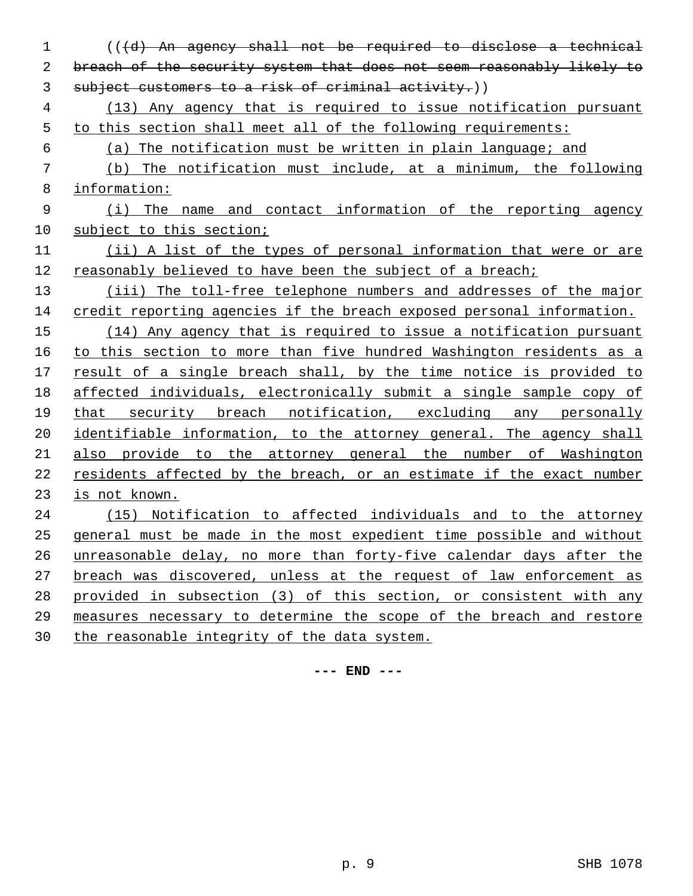(((d) An agency shall not be required to disclose a technical breach of the security system that does not seem reasonably likely to subject customers to a risk of criminal activity.))

(13) Any agency that is required to issue notification pursuant to this section shall meet all of the following requirements:

(a) The notification must be written in plain language; and

(b) The notification must include, at a minimum, the following information:

(i) The name and contact information of the reporting agency subject to this section;

(ii) A list of the types of personal information that were or are reasonably believed to have been the subject of a breach;

(iii) The toll-free telephone numbers and addresses of the major credit reporting agencies if the breach exposed personal information.

(14) Any agency that is required to issue a notification pursuant to this section to more than five hundred Washington residents as a result of a single breach shall, by the time notice is provided to affected individuals, electronically submit a single sample copy of that security breach notification, excluding any personally identifiable information, to the attorney general. The agency shall also provide to the attorney general the number of Washington residents affected by the breach, or an estimate if the exact number is not known.

(15) Notification to affected individuals and to the attorney general must be made in the most expedient time possible and without unreasonable delay, no more than forty-five calendar days after the breach was discovered, unless at the request of law enforcement as provided in subsection (3) of this section, or consistent with any measures necessary to determine the scope of the breach and restore the reasonable integrity of the data system.

**--- END ---**